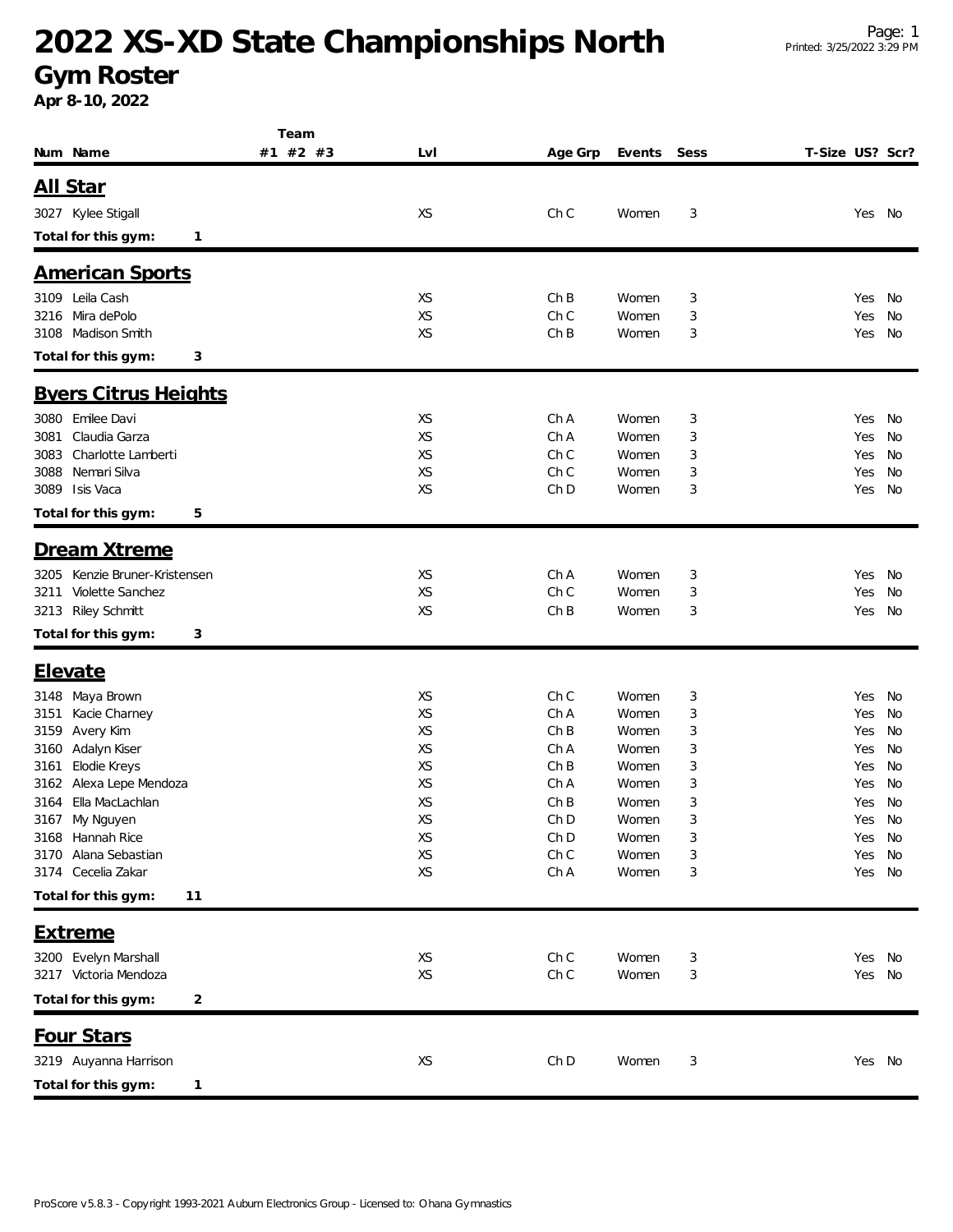# 2022 XS-XD State Championships North

## Gym Roster

**Apr 8-10, 2022**

| Num | Name | Team #1 | #2 | #3 | Lvl | Age Grp | Events | Sess | T-Size | US? | Scr? |
|---|---|---|---|---|---|---|---|---|---|---|---|

### All Star

| Num | Name | Team #1 | #2 | #3 | Lvl | Age Grp | Events | Sess | T-Size | US? | Scr? |
|---|---|---|---|---|---|---|---|---|---|---|---|
| 3027 | Kylee Stigall | | | | XS | Ch C | Women | 3 | | Yes | No |

**Total for this gym: 1**

### American Sports

| Num | Name | Team #1 | #2 | #3 | Lvl | Age Grp | Events | Sess | T-Size | US? | Scr? |
|---|---|---|---|---|---|---|---|---|---|---|---|
| 3109 | Leila Cash | | | | XS | Ch B | Women | 3 | | Yes | No |
| 3216 | Mira dePolo | | | | XS | Ch C | Women | 3 | | Yes | No |
| 3108 | Madison Smith | | | | XS | Ch B | Women | 3 | | Yes | No |

**Total for this gym: 3**

### Byers Citrus Heights

| Num | Name | Team #1 | #2 | #3 | Lvl | Age Grp | Events | Sess | T-Size | US? | Scr? |
|---|---|---|---|---|---|---|---|---|---|---|---|
| 3080 | Emilee Davi | | | | XS | Ch A | Women | 3 | | Yes | No |
| 3081 | Claudia Garza | | | | XS | Ch A | Women | 3 | | Yes | No |
| 3083 | Charlotte Lamberti | | | | XS | Ch C | Women | 3 | | Yes | No |
| 3088 | Nemari Silva | | | | XS | Ch C | Women | 3 | | Yes | No |
| 3089 | Isis Vaca | | | | XS | Ch D | Women | 3 | | Yes | No |

**Total for this gym: 5**

### Dream Xtreme

| Num | Name | Team #1 | #2 | #3 | Lvl | Age Grp | Events | Sess | T-Size | US? | Scr? |
|---|---|---|---|---|---|---|---|---|---|---|---|
| 3205 | Kenzie Bruner-Kristensen | | | | XS | Ch A | Women | 3 | | Yes | No |
| 3211 | Violette Sanchez | | | | XS | Ch C | Women | 3 | | Yes | No |
| 3213 | Riley Schmitt | | | | XS | Ch B | Women | 3 | | Yes | No |

**Total for this gym: 3**

### Elevate

| Num | Name | Team #1 | #2 | #3 | Lvl | Age Grp | Events | Sess | T-Size | US? | Scr? |
|---|---|---|---|---|---|---|---|---|---|---|---|
| 3148 | Maya Brown | | | | XS | Ch C | Women | 3 | | Yes | No |
| 3151 | Kacie Charney | | | | XS | Ch A | Women | 3 | | Yes | No |
| 3159 | Avery Kim | | | | XS | Ch B | Women | 3 | | Yes | No |
| 3160 | Adalyn Kiser | | | | XS | Ch A | Women | 3 | | Yes | No |
| 3161 | Elodie Kreys | | | | XS | Ch B | Women | 3 | | Yes | No |
| 3162 | Alexa Lepe Mendoza | | | | XS | Ch A | Women | 3 | | Yes | No |
| 3164 | Ella MacLachlan | | | | XS | Ch B | Women | 3 | | Yes | No |
| 3167 | My Nguyen | | | | XS | Ch D | Women | 3 | | Yes | No |
| 3168 | Hannah Rice | | | | XS | Ch D | Women | 3 | | Yes | No |
| 3170 | Alana Sebastian | | | | XS | Ch C | Women | 3 | | Yes | No |
| 3174 | Cecelia Zakar | | | | XS | Ch A | Women | 3 | | Yes | No |

**Total for this gym: 11**

### Extreme

| Num | Name | Team #1 | #2 | #3 | Lvl | Age Grp | Events | Sess | T-Size | US? | Scr? |
|---|---|---|---|---|---|---|---|---|---|---|---|
| 3200 | Evelyn Marshall | | | | XS | Ch C | Women | 3 | | Yes | No |
| 3217 | Victoria Mendoza | | | | XS | Ch C | Women | 3 | | Yes | No |

**Total for this gym: 2**

### Four Stars

| Num | Name | Team #1 | #2 | #3 | Lvl | Age Grp | Events | Sess | T-Size | US? | Scr? |
|---|---|---|---|---|---|---|---|---|---|---|---|
| 3219 | Auyanna Harrison | | | | XS | Ch D | Women | 3 | | Yes | No |

**Total for this gym: 1**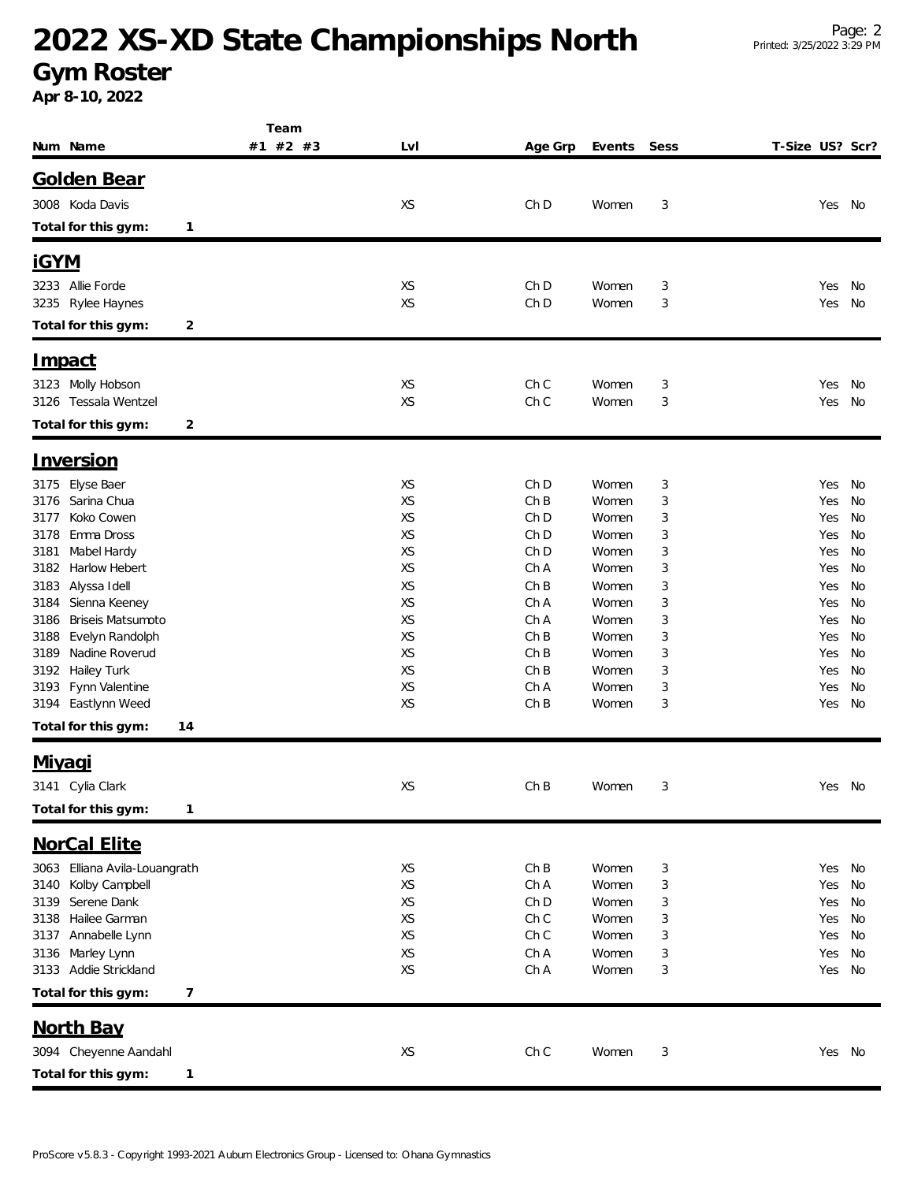# 2022 XS-XD State Championships North

## Gym Roster

**Apr 8-10, 2022**

| Num | Name | Team #1 | Team #2 | Team #3 | Lvl | Age Grp | Events | Sess | T-Size | US? | Scr? |
|---|---|---|---|---|---|---|---|---|---|---|---|

### Golden Bear

| Num | Name | Team #1 | Team #2 | Team #3 | Lvl | Age Grp | Events | Sess | T-Size | US? | Scr? |
|---|---|---|---|---|---|---|---|---|---|---|---|
| 3008 | Koda Davis | | | | XS | Ch D | Women | 3 | | Yes | No |

**Total for this gym: 1**

### iGYM

| Num | Name | Team #1 | Team #2 | Team #3 | Lvl | Age Grp | Events | Sess | T-Size | US? | Scr? |
|---|---|---|---|---|---|---|---|---|---|---|---|
| 3233 | Allie Forde | | | | XS | Ch D | Women | 3 | | Yes | No |
| 3235 | Rylee Haynes | | | | XS | Ch D | Women | 3 | | Yes | No |

**Total for this gym: 2**

### Impact

| Num | Name | Team #1 | Team #2 | Team #3 | Lvl | Age Grp | Events | Sess | T-Size | US? | Scr? |
|---|---|---|---|---|---|---|---|---|---|---|---|
| 3123 | Molly Hobson | | | | XS | Ch C | Women | 3 | | Yes | No |
| 3126 | Tessala Wentzel | | | | XS | Ch C | Women | 3 | | Yes | No |

**Total for this gym: 2**

### Inversion

| Num | Name | Team #1 | Team #2 | Team #3 | Lvl | Age Grp | Events | Sess | T-Size | US? | Scr? |
|---|---|---|---|---|---|---|---|---|---|---|---|
| 3175 | Elyse Baer | | | | XS | Ch D | Women | 3 | | Yes | No |
| 3176 | Sarina Chua | | | | XS | Ch B | Women | 3 | | Yes | No |
| 3177 | Koko Cowen | | | | XS | Ch D | Women | 3 | | Yes | No |
| 3178 | Emma Dross | | | | XS | Ch D | Women | 3 | | Yes | No |
| 3181 | Mabel Hardy | | | | XS | Ch D | Women | 3 | | Yes | No |
| 3182 | Harlow Hebert | | | | XS | Ch A | Women | 3 | | Yes | No |
| 3183 | Alyssa Idell | | | | XS | Ch B | Women | 3 | | Yes | No |
| 3184 | Sienna Keeney | | | | XS | Ch A | Women | 3 | | Yes | No |
| 3186 | Briseis Matsumoto | | | | XS | Ch A | Women | 3 | | Yes | No |
| 3188 | Evelyn Randolph | | | | XS | Ch B | Women | 3 | | Yes | No |
| 3189 | Nadine Roverud | | | | XS | Ch B | Women | 3 | | Yes | No |
| 3192 | Hailey Turk | | | | XS | Ch B | Women | 3 | | Yes | No |
| 3193 | Fynn Valentine | | | | XS | Ch A | Women | 3 | | Yes | No |
| 3194 | Eastlynn Weed | | | | XS | Ch B | Women | 3 | | Yes | No |

**Total for this gym: 14**

### Miyagi

| Num | Name | Team #1 | Team #2 | Team #3 | Lvl | Age Grp | Events | Sess | T-Size | US? | Scr? |
|---|---|---|---|---|---|---|---|---|---|---|---|
| 3141 | Cylia Clark | | | | XS | Ch B | Women | 3 | | Yes | No |

**Total for this gym: 1**

### NorCal Elite

| Num | Name | Team #1 | Team #2 | Team #3 | Lvl | Age Grp | Events | Sess | T-Size | US? | Scr? |
|---|---|---|---|---|---|---|---|---|---|---|---|
| 3063 | Elliana Avila-Louangrath | | | | XS | Ch B | Women | 3 | | Yes | No |
| 3140 | Kolby Campbell | | | | XS | Ch A | Women | 3 | | Yes | No |
| 3139 | Serene Dank | | | | XS | Ch D | Women | 3 | | Yes | No |
| 3138 | Hailee Garman | | | | XS | Ch C | Women | 3 | | Yes | No |
| 3137 | Annabelle Lynn | | | | XS | Ch C | Women | 3 | | Yes | No |
| 3136 | Marley Lynn | | | | XS | Ch A | Women | 3 | | Yes | No |
| 3133 | Addie Strickland | | | | XS | Ch A | Women | 3 | | Yes | No |

**Total for this gym: 7**

### North Bay

| Num | Name | Team #1 | Team #2 | Team #3 | Lvl | Age Grp | Events | Sess | T-Size | US? | Scr? |
|---|---|---|---|---|---|---|---|---|---|---|---|
| 3094 | Cheyenne Aandahl | | | | XS | Ch C | Women | 3 | | Yes | No |

**Total for this gym: 1**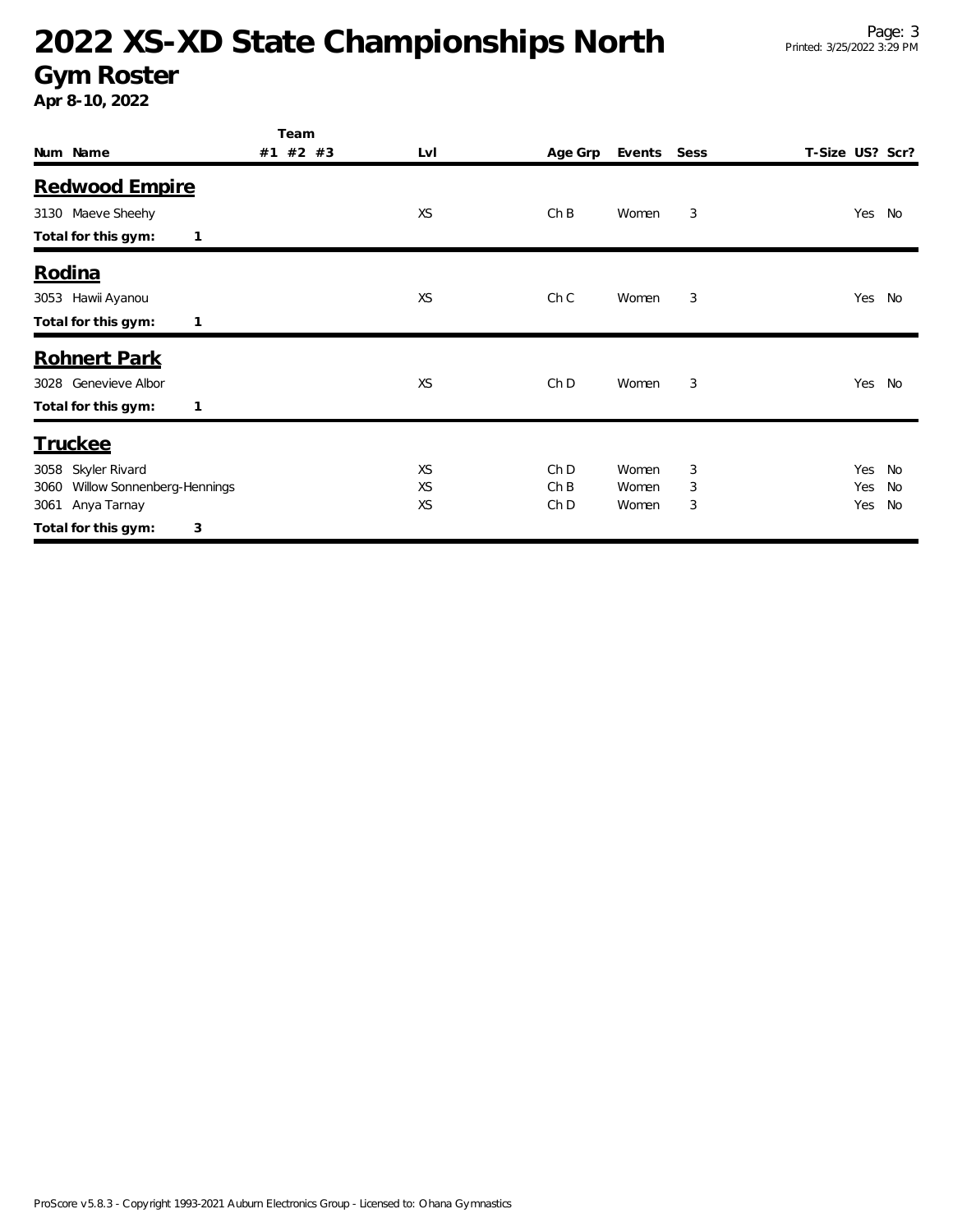# 2022 XS-XD State Championships North

## Gym Roster

**Apr 8-10, 2022**

| Num | Name | Team #1 | Team #2 | Team #3 | Lvl | Age Grp | Events | Sess | T-Size | US? | Scr? |
|---|---|---|---|---|---|---|---|---|---|---|---|
| **Redwood Empire** | | | | | | | | | | | |
| 3130 | Maeve Sheehy | | | | XS | Ch B | Women | 3 | | Yes | No |
| **Total for this gym:** | 1 | | | | | | | | | | |
| **Rodina** | | | | | | | | | | | |
| 3053 | Hawii Ayanou | | | | XS | Ch C | Women | 3 | | Yes | No |
| **Total for this gym:** | 1 | | | | | | | | | | |
| **Rohnert Park** | | | | | | | | | | | |
| 3028 | Genevieve Albor | | | | XS | Ch D | Women | 3 | | Yes | No |
| **Total for this gym:** | 1 | | | | | | | | | | |
| **Truckee** | | | | | | | | | | | |
| 3058 | Skyler Rivard | | | | XS | Ch D | Women | 3 | | Yes | No |
| 3060 | Willow Sonnenberg-Hennings | | | | XS | Ch B | Women | 3 | | Yes | No |
| 3061 | Anya Tarnay | | | | XS | Ch D | Women | 3 | | Yes | No |
| **Total for this gym:** | 3 | | | | | | | | | | |

ProScore v5.8.3 - Copyright 1993-2021 Auburn Electronics Group - Licensed to: Ohana Gymnastics